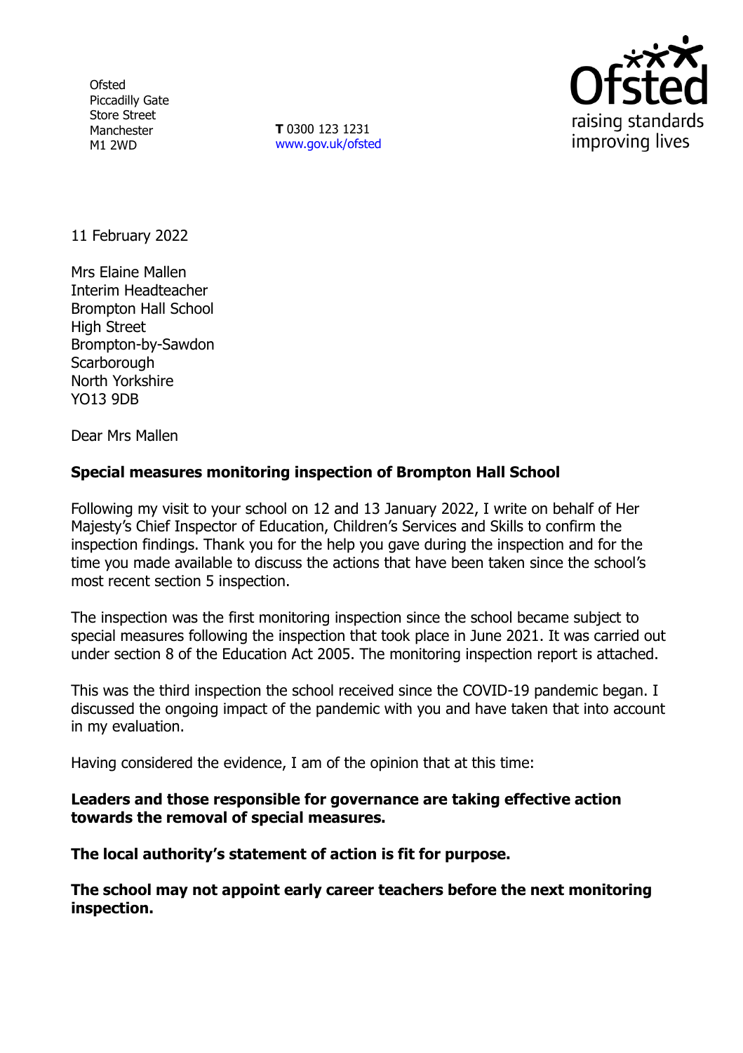Ofsted
Piccadilly Gate
Store Street
Manchester
M1 2WD

**T** 0300 123 1231
www.gov.uk/ofsted

11 February 2022

Mrs Elaine Mallen
Interim Headteacher
Brompton Hall School
High Street
Brompton-by-Sawdon
Scarborough
North Yorkshire
YO13 9DB

Dear Mrs Mallen

**Special measures monitoring inspection of Brompton Hall School**

Following my visit to your school on 12 and 13 January 2022, I write on behalf of Her Majesty's Chief Inspector of Education, Children's Services and Skills to confirm the inspection findings. Thank you for the help you gave during the inspection and for the time you made available to discuss the actions that have been taken since the school's most recent section 5 inspection.

The inspection was the first monitoring inspection since the school became subject to special measures following the inspection that took place in June 2021. It was carried out under section 8 of the Education Act 2005. The monitoring inspection report is attached.

This was the third inspection the school received since the COVID-19 pandemic began. I discussed the ongoing impact of the pandemic with you and have taken that into account in my evaluation.

Having considered the evidence, I am of the opinion that at this time:

**Leaders and those responsible for governance are taking effective action towards the removal of special measures.**

**The local authority's statement of action is fit for purpose.**

**The school may not appoint early career teachers before the next monitoring inspection.**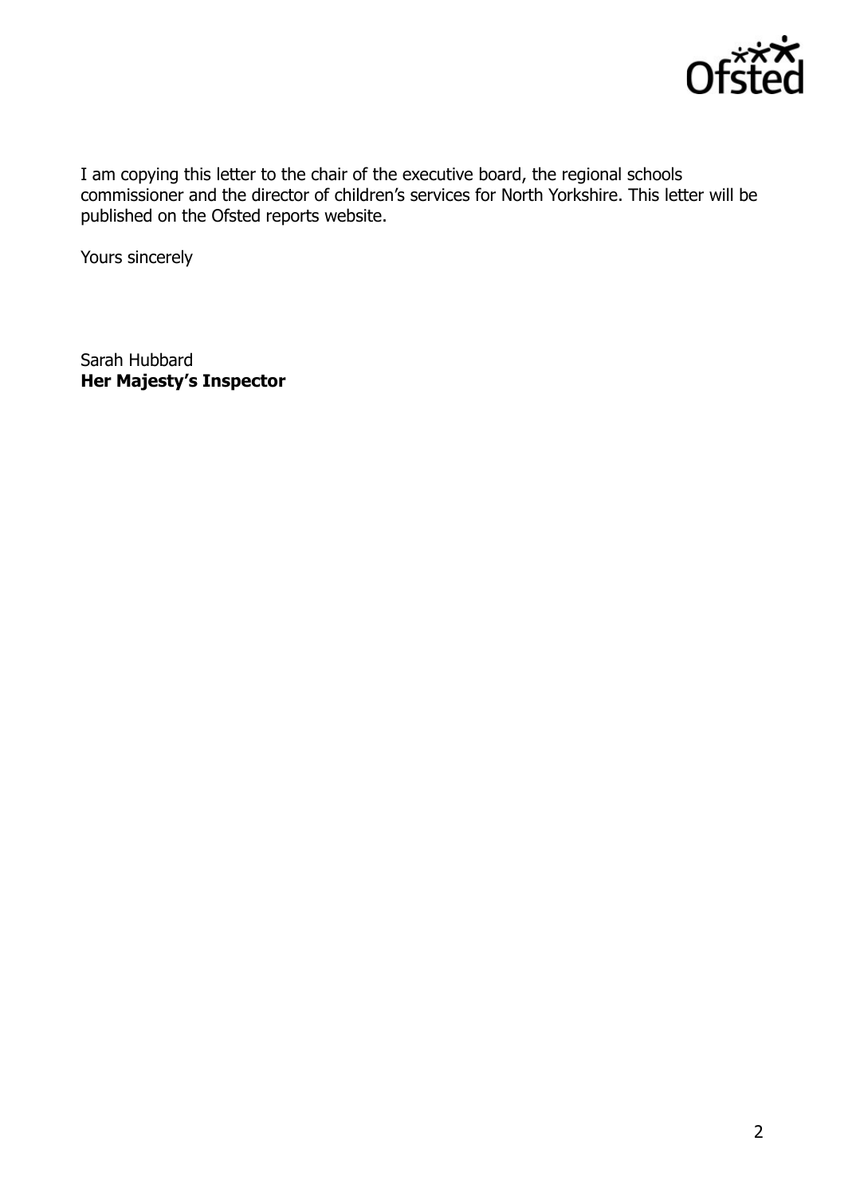I am copying this letter to the chair of the executive board, the regional schools commissioner and the director of children's services for North Yorkshire. This letter will be published on the Ofsted reports website.

Yours sincerely

Sarah Hubbard
**Her Majesty's Inspector**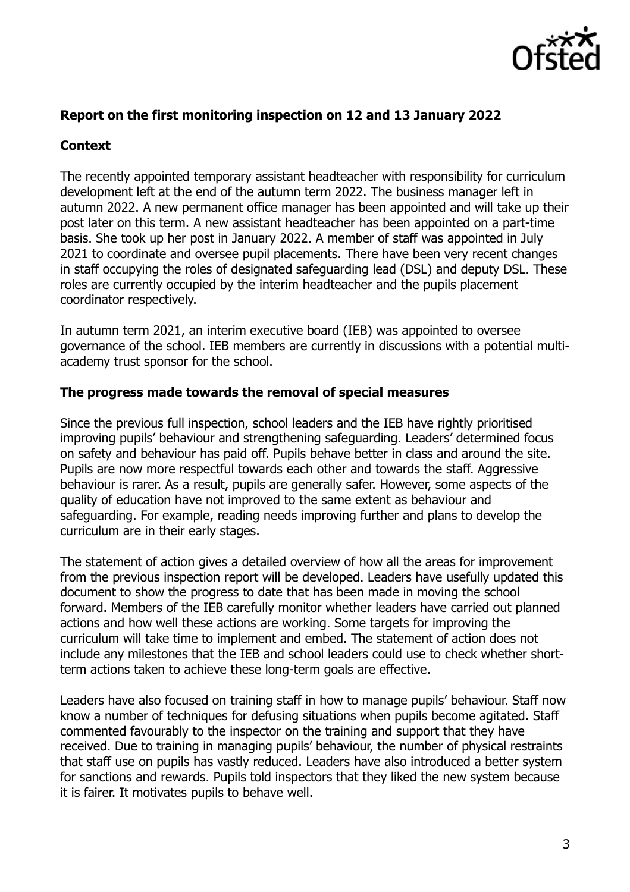**Report on the first monitoring inspection on 12 and 13 January 2022**

**Context**

The recently appointed temporary assistant headteacher with responsibility for curriculum development left at the end of the autumn term 2022. The business manager left in autumn 2022. A new permanent office manager has been appointed and will take up their post later on this term. A new assistant headteacher has been appointed on a part-time basis. She took up her post in January 2022. A member of staff was appointed in July 2021 to coordinate and oversee pupil placements. There have been very recent changes in staff occupying the roles of designated safeguarding lead (DSL) and deputy DSL. These roles are currently occupied by the interim headteacher and the pupils placement coordinator respectively.

In autumn term 2021, an interim executive board (IEB) was appointed to oversee governance of the school. IEB members are currently in discussions with a potential multi-academy trust sponsor for the school.

**The progress made towards the removal of special measures**

Since the previous full inspection, school leaders and the IEB have rightly prioritised improving pupils' behaviour and strengthening safeguarding. Leaders' determined focus on safety and behaviour has paid off. Pupils behave better in class and around the site. Pupils are now more respectful towards each other and towards the staff. Aggressive behaviour is rarer. As a result, pupils are generally safer. However, some aspects of the quality of education have not improved to the same extent as behaviour and safeguarding. For example, reading needs improving further and plans to develop the curriculum are in their early stages.

The statement of action gives a detailed overview of how all the areas for improvement from the previous inspection report will be developed. Leaders have usefully updated this document to show the progress to date that has been made in moving the school forward. Members of the IEB carefully monitor whether leaders have carried out planned actions and how well these actions are working. Some targets for improving the curriculum will take time to implement and embed. The statement of action does not include any milestones that the IEB and school leaders could use to check whether short-term actions taken to achieve these long-term goals are effective.

Leaders have also focused on training staff in how to manage pupils' behaviour. Staff now know a number of techniques for defusing situations when pupils become agitated. Staff commented favourably to the inspector on the training and support that they have received. Due to training in managing pupils' behaviour, the number of physical restraints that staff use on pupils has vastly reduced. Leaders have also introduced a better system for sanctions and rewards. Pupils told inspectors that they liked the new system because it is fairer. It motivates pupils to behave well.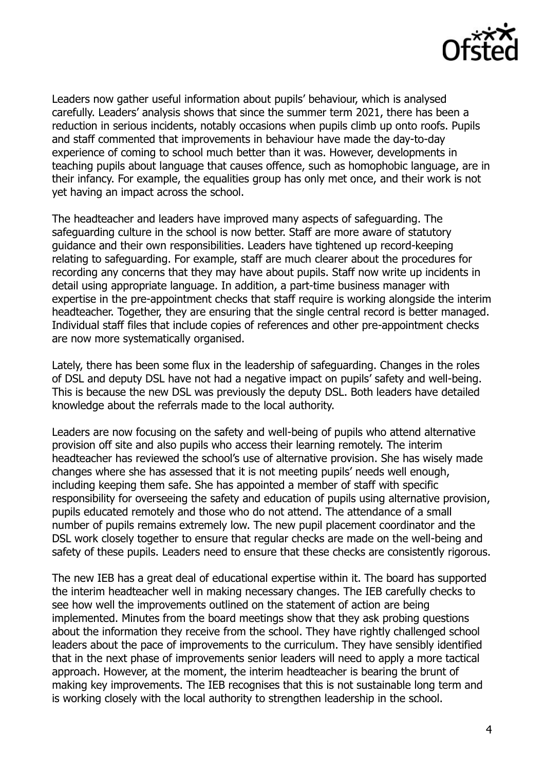Leaders now gather useful information about pupils' behaviour, which is analysed carefully. Leaders' analysis shows that since the summer term 2021, there has been a reduction in serious incidents, notably occasions when pupils climb up onto roofs. Pupils and staff commented that improvements in behaviour have made the day-to-day experience of coming to school much better than it was. However, developments in teaching pupils about language that causes offence, such as homophobic language, are in their infancy. For example, the equalities group has only met once, and their work is not yet having an impact across the school.

The headteacher and leaders have improved many aspects of safeguarding. The safeguarding culture in the school is now better. Staff are more aware of statutory guidance and their own responsibilities. Leaders have tightened up record-keeping relating to safeguarding. For example, staff are much clearer about the procedures for recording any concerns that they may have about pupils. Staff now write up incidents in detail using appropriate language. In addition, a part-time business manager with expertise in the pre-appointment checks that staff require is working alongside the interim headteacher. Together, they are ensuring that the single central record is better managed. Individual staff files that include copies of references and other pre-appointment checks are now more systematically organised.

Lately, there has been some flux in the leadership of safeguarding. Changes in the roles of DSL and deputy DSL have not had a negative impact on pupils' safety and well-being. This is because the new DSL was previously the deputy DSL. Both leaders have detailed knowledge about the referrals made to the local authority.

Leaders are now focusing on the safety and well-being of pupils who attend alternative provision off site and also pupils who access their learning remotely. The interim headteacher has reviewed the school's use of alternative provision. She has wisely made changes where she has assessed that it is not meeting pupils' needs well enough, including keeping them safe. She has appointed a member of staff with specific responsibility for overseeing the safety and education of pupils using alternative provision, pupils educated remotely and those who do not attend. The attendance of a small number of pupils remains extremely low. The new pupil placement coordinator and the DSL work closely together to ensure that regular checks are made on the well-being and safety of these pupils. Leaders need to ensure that these checks are consistently rigorous.

The new IEB has a great deal of educational expertise within it. The board has supported the interim headteacher well in making necessary changes. The IEB carefully checks to see how well the improvements outlined on the statement of action are being implemented. Minutes from the board meetings show that they ask probing questions about the information they receive from the school. They have rightly challenged school leaders about the pace of improvements to the curriculum. They have sensibly identified that in the next phase of improvements senior leaders will need to apply a more tactical approach. However, at the moment, the interim headteacher is bearing the brunt of making key improvements. The IEB recognises that this is not sustainable long term and is working closely with the local authority to strengthen leadership in the school.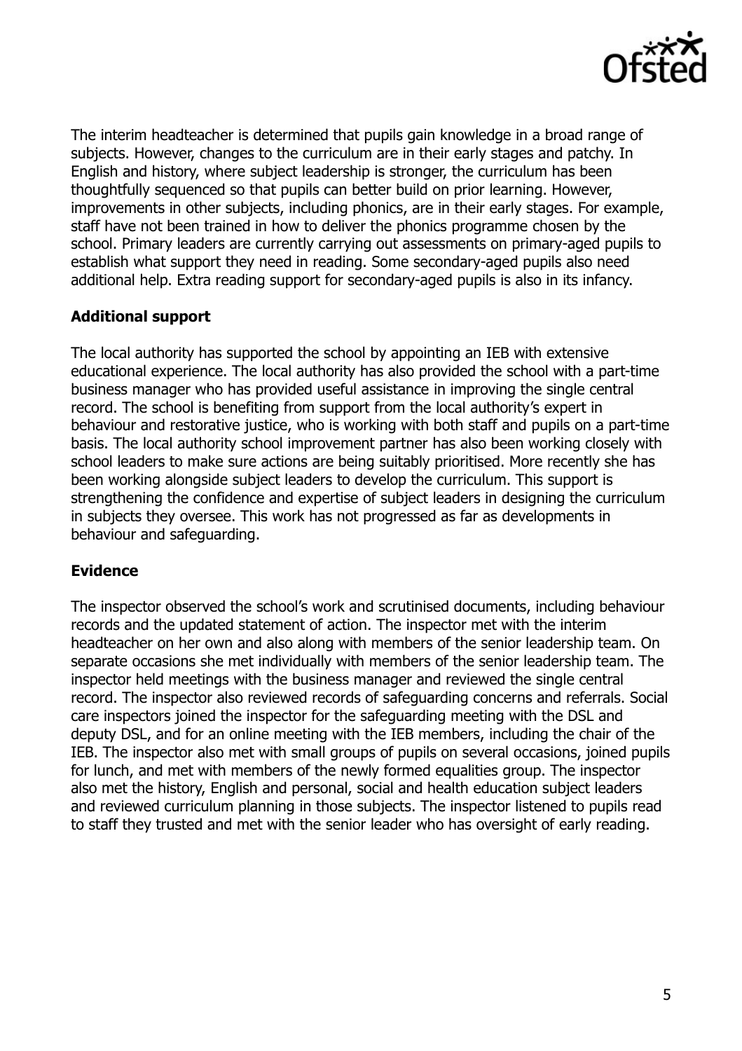The interim headteacher is determined that pupils gain knowledge in a broad range of subjects. However, changes to the curriculum are in their early stages and patchy. In English and history, where subject leadership is stronger, the curriculum has been thoughtfully sequenced so that pupils can better build on prior learning. However, improvements in other subjects, including phonics, are in their early stages. For example, staff have not been trained in how to deliver the phonics programme chosen by the school. Primary leaders are currently carrying out assessments on primary-aged pupils to establish what support they need in reading. Some secondary-aged pupils also need additional help. Extra reading support for secondary-aged pupils is also in its infancy.

### Additional support

The local authority has supported the school by appointing an IEB with extensive educational experience. The local authority has also provided the school with a part-time business manager who has provided useful assistance in improving the single central record. The school is benefiting from support from the local authority's expert in behaviour and restorative justice, who is working with both staff and pupils on a part-time basis. The local authority school improvement partner has also been working closely with school leaders to make sure actions are being suitably prioritised. More recently she has been working alongside subject leaders to develop the curriculum. This support is strengthening the confidence and expertise of subject leaders in designing the curriculum in subjects they oversee. This work has not progressed as far as developments in behaviour and safeguarding.

### Evidence

The inspector observed the school's work and scrutinised documents, including behaviour records and the updated statement of action. The inspector met with the interim headteacher on her own and also along with members of the senior leadership team. On separate occasions she met individually with members of the senior leadership team. The inspector held meetings with the business manager and reviewed the single central record. The inspector also reviewed records of safeguarding concerns and referrals. Social care inspectors joined the inspector for the safeguarding meeting with the DSL and deputy DSL, and for an online meeting with the IEB members, including the chair of the IEB. The inspector also met with small groups of pupils on several occasions, joined pupils for lunch, and met with members of the newly formed equalities group. The inspector also met the history, English and personal, social and health education subject leaders and reviewed curriculum planning in those subjects. The inspector listened to pupils read to staff they trusted and met with the senior leader who has oversight of early reading.